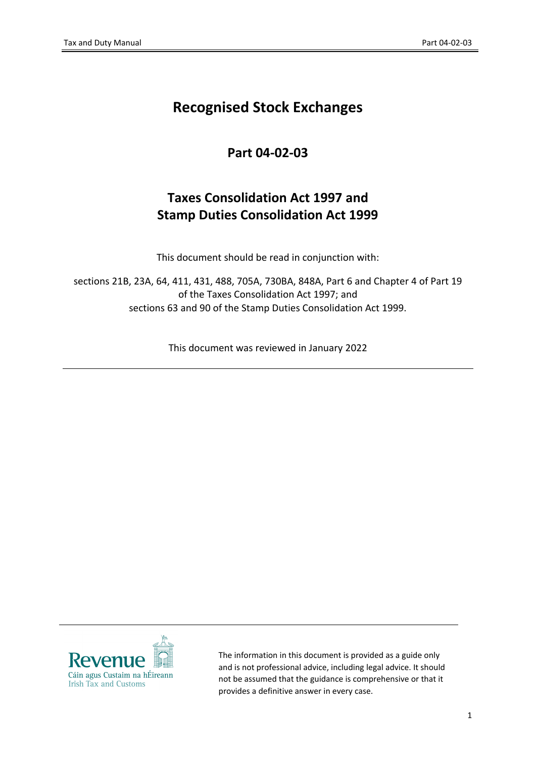# Recognised Stock Exchanges

## Part 04-02-03

## Taxes Consolidation Act 1997 and Stamp Duties Consolidation Act 1999

This document should be read in conjunction with:

sections 21B, 23A, 64, 411, 431, 488, 705A, 730BA, 848A, Part 6 and Chapter 4 of Part 19 of the Taxes Consolidation Act 1997; and sections 63 and 90 of the Stamp Duties Consolidation Act 1999.

This document was reviewed in January 2022

---

Revenue
Cáin agus Custaim na hÉireann
Irish Tax and Customs

The information in this document is provided as a guide only and is not professional advice, including legal advice. It should not be assumed that the guidance is comprehensive or that it provides a definitive answer in every case.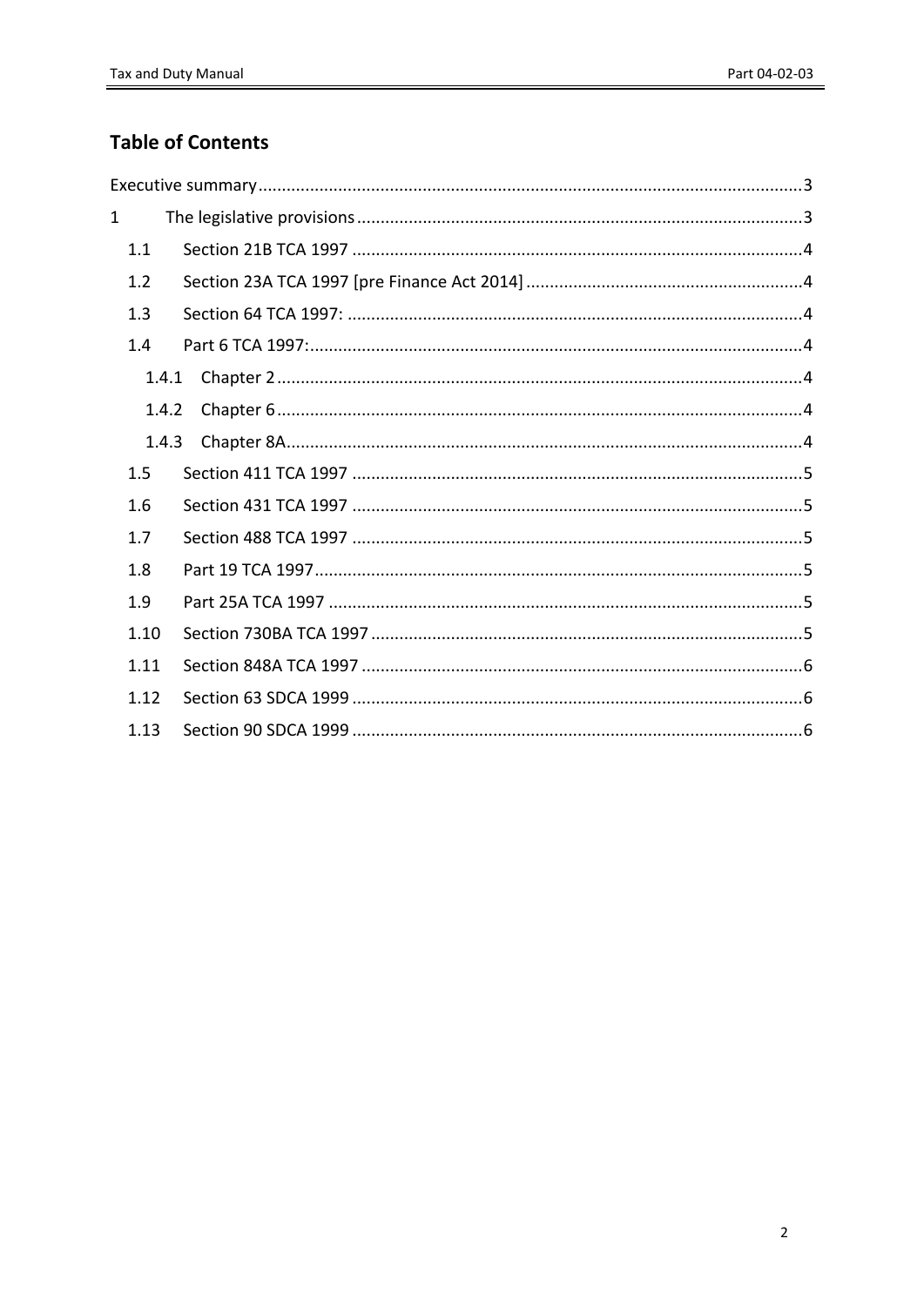## Table of Contents

Executive summary ... 3

1 The legislative provisions ... 3

- 1.1 Section 21B TCA 1997 ... 4
- 1.2 Section 23A TCA 1997 [pre Finance Act 2014] ... 4
- 1.3 Section 64 TCA 1997: ... 4
- 1.4 Part 6 TCA 1997: ... 4
  - 1.4.1 Chapter 2 ... 4
  - 1.4.2 Chapter 6 ... 4
  - 1.4.3 Chapter 8A ... 4
- 1.5 Section 411 TCA 1997 ... 5
- 1.6 Section 431 TCA 1997 ... 5
- 1.7 Section 488 TCA 1997 ... 5
- 1.8 Part 19 TCA 1997 ... 5
- 1.9 Part 25A TCA 1997 ... 5
- 1.10 Section 730BA TCA 1997 ... 5
- 1.11 Section 848A TCA 1997 ... 6
- 1.12 Section 63 SDCA 1999 ... 6
- 1.13 Section 90 SDCA 1999 ... 6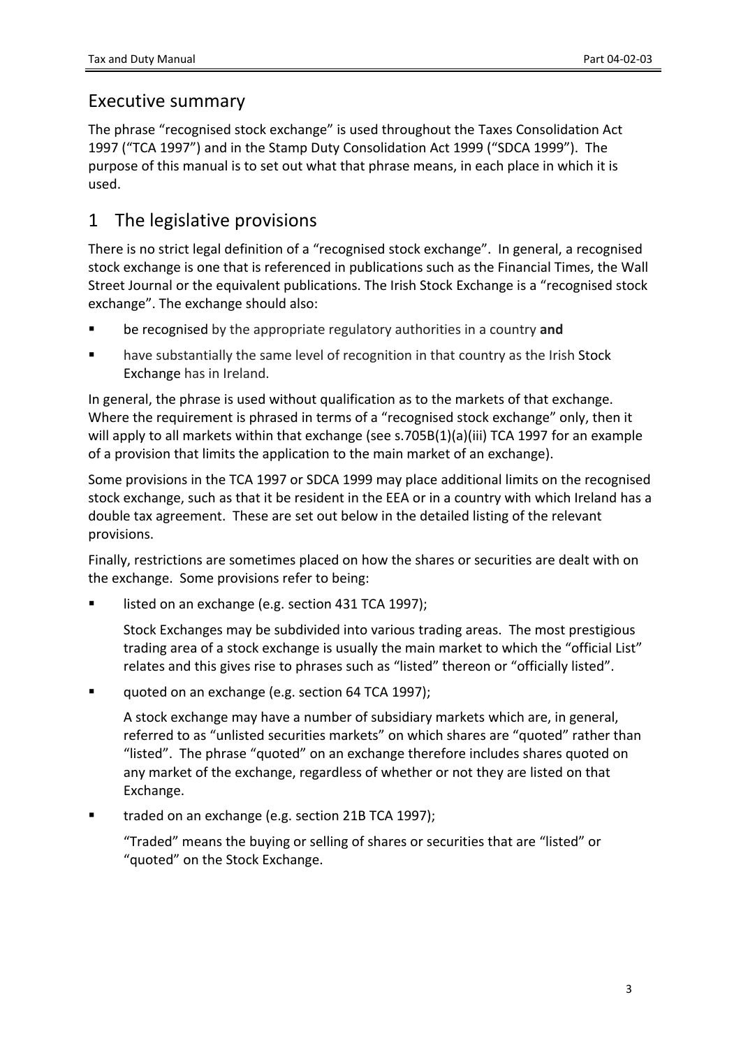## Executive summary

The phrase “recognised stock exchange” is used throughout the Taxes Consolidation Act 1997 (“TCA 1997”) and in the Stamp Duty Consolidation Act 1999 (“SDCA 1999”). The purpose of this manual is to set out what that phrase means, in each place in which it is used.

## 1 The legislative provisions

There is no strict legal definition of a “recognised stock exchange”. In general, a recognised stock exchange is one that is referenced in publications such as the Financial Times, the Wall Street Journal or the equivalent publications. The Irish Stock Exchange is a “recognised stock exchange”. The exchange should also:

- be recognised by the appropriate regulatory authorities in a country **and**
- have substantially the same level of recognition in that country as the Irish Stock Exchange has in Ireland.

In general, the phrase is used without qualification as to the markets of that exchange. Where the requirement is phrased in terms of a “recognised stock exchange” only, then it will apply to all markets within that exchange (see s.705B(1)(a)(iii) TCA 1997 for an example of a provision that limits the application to the main market of an exchange).

Some provisions in the TCA 1997 or SDCA 1999 may place additional limits on the recognised stock exchange, such as that it be resident in the EEA or in a country with which Ireland has a double tax agreement. These are set out below in the detailed listing of the relevant provisions.

Finally, restrictions are sometimes placed on how the shares or securities are dealt with on the exchange. Some provisions refer to being:

- listed on an exchange (e.g. section 431 TCA 1997);

  Stock Exchanges may be subdivided into various trading areas. The most prestigious trading area of a stock exchange is usually the main market to which the “official List” relates and this gives rise to phrases such as “listed” thereon or “officially listed”.

- quoted on an exchange (e.g. section 64 TCA 1997);

  A stock exchange may have a number of subsidiary markets which are, in general, referred to as “unlisted securities markets” on which shares are “quoted” rather than “listed”. The phrase “quoted” on an exchange therefore includes shares quoted on any market of the exchange, regardless of whether or not they are listed on that Exchange.

- traded on an exchange (e.g. section 21B TCA 1997);

  “Traded” means the buying or selling of shares or securities that are “listed” or “quoted” on the Stock Exchange.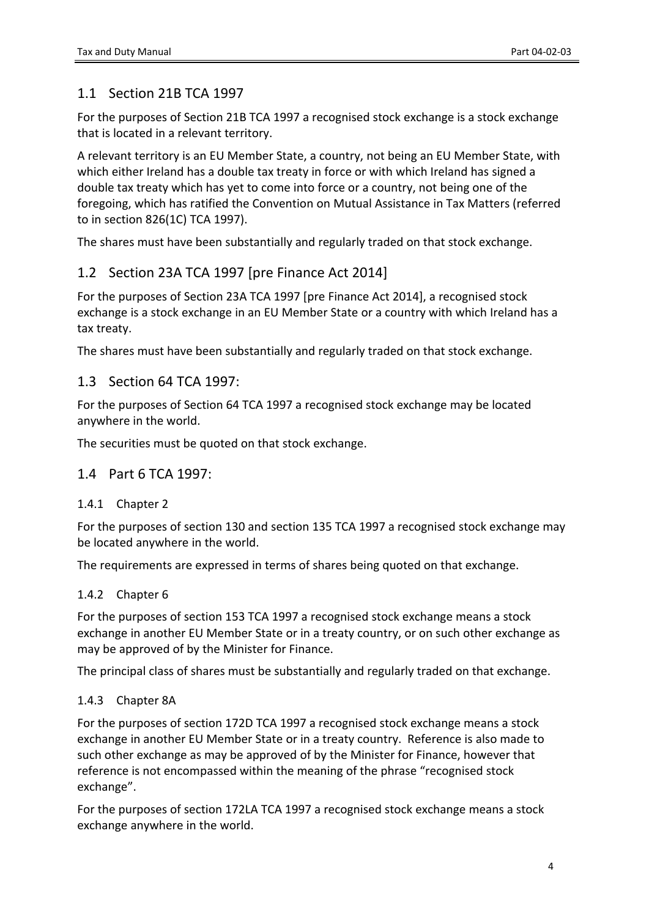## 1.1 Section 21B TCA 1997

For the purposes of Section 21B TCA 1997 a recognised stock exchange is a stock exchange that is located in a relevant territory.

A relevant territory is an EU Member State, a country, not being an EU Member State, with which either Ireland has a double tax treaty in force or with which Ireland has signed a double tax treaty which has yet to come into force or a country, not being one of the foregoing, which has ratified the Convention on Mutual Assistance in Tax Matters (referred to in section 826(1C) TCA 1997).

The shares must have been substantially and regularly traded on that stock exchange.

## 1.2 Section 23A TCA 1997 [pre Finance Act 2014]

For the purposes of Section 23A TCA 1997 [pre Finance Act 2014], a recognised stock exchange is a stock exchange in an EU Member State or a country with which Ireland has a tax treaty.

The shares must have been substantially and regularly traded on that stock exchange.

## 1.3 Section 64 TCA 1997:

For the purposes of Section 64 TCA 1997 a recognised stock exchange may be located anywhere in the world.

The securities must be quoted on that stock exchange.

## 1.4 Part 6 TCA 1997:

### 1.4.1 Chapter 2

For the purposes of section 130 and section 135 TCA 1997 a recognised stock exchange may be located anywhere in the world.

The requirements are expressed in terms of shares being quoted on that exchange.

### 1.4.2 Chapter 6

For the purposes of section 153 TCA 1997 a recognised stock exchange means a stock exchange in another EU Member State or in a treaty country, or on such other exchange as may be approved of by the Minister for Finance.

The principal class of shares must be substantially and regularly traded on that exchange.

### 1.4.3 Chapter 8A

For the purposes of section 172D TCA 1997 a recognised stock exchange means a stock exchange in another EU Member State or in a treaty country. Reference is also made to such other exchange as may be approved of by the Minister for Finance, however that reference is not encompassed within the meaning of the phrase "recognised stock exchange".

For the purposes of section 172LA TCA 1997 a recognised stock exchange means a stock exchange anywhere in the world.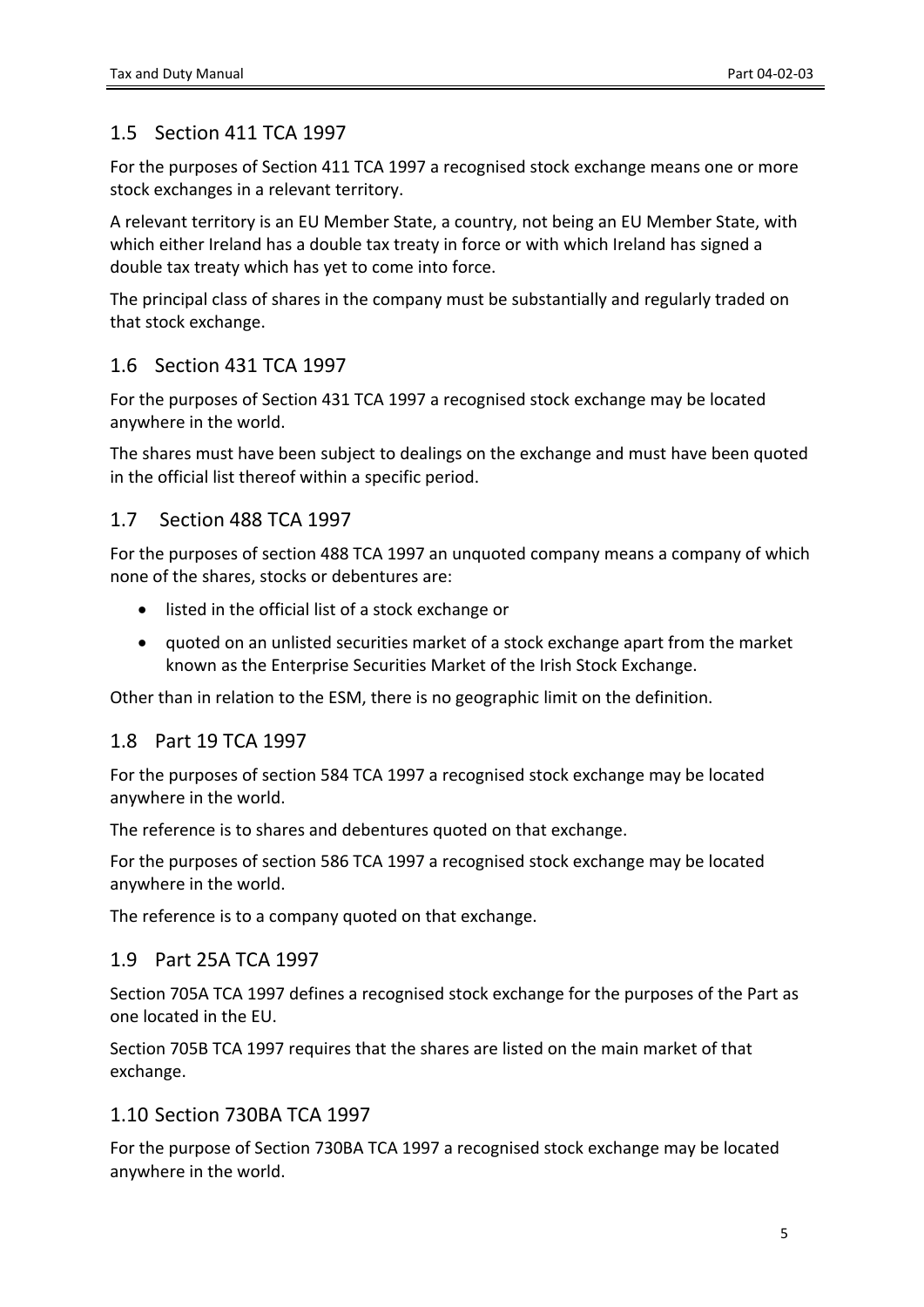## 1.5 Section 411 TCA 1997

For the purposes of Section 411 TCA 1997 a recognised stock exchange means one or more stock exchanges in a relevant territory.

A relevant territory is an EU Member State, a country, not being an EU Member State, with which either Ireland has a double tax treaty in force or with which Ireland has signed a double tax treaty which has yet to come into force.

The principal class of shares in the company must be substantially and regularly traded on that stock exchange.

## 1.6 Section 431 TCA 1997

For the purposes of Section 431 TCA 1997 a recognised stock exchange may be located anywhere in the world.

The shares must have been subject to dealings on the exchange and must have been quoted in the official list thereof within a specific period.

## 1.7 Section 488 TCA 1997

For the purposes of section 488 TCA 1997 an unquoted company means a company of which none of the shares, stocks or debentures are:

- listed in the official list of a stock exchange or
- quoted on an unlisted securities market of a stock exchange apart from the market known as the Enterprise Securities Market of the Irish Stock Exchange.

Other than in relation to the ESM, there is no geographic limit on the definition.

## 1.8 Part 19 TCA 1997

For the purposes of section 584 TCA 1997 a recognised stock exchange may be located anywhere in the world.

The reference is to shares and debentures quoted on that exchange.

For the purposes of section 586 TCA 1997 a recognised stock exchange may be located anywhere in the world.

The reference is to a company quoted on that exchange.

## 1.9 Part 25A TCA 1997

Section 705A TCA 1997 defines a recognised stock exchange for the purposes of the Part as one located in the EU.

Section 705B TCA 1997 requires that the shares are listed on the main market of that exchange.

## 1.10 Section 730BA TCA 1997

For the purpose of Section 730BA TCA 1997 a recognised stock exchange may be located anywhere in the world.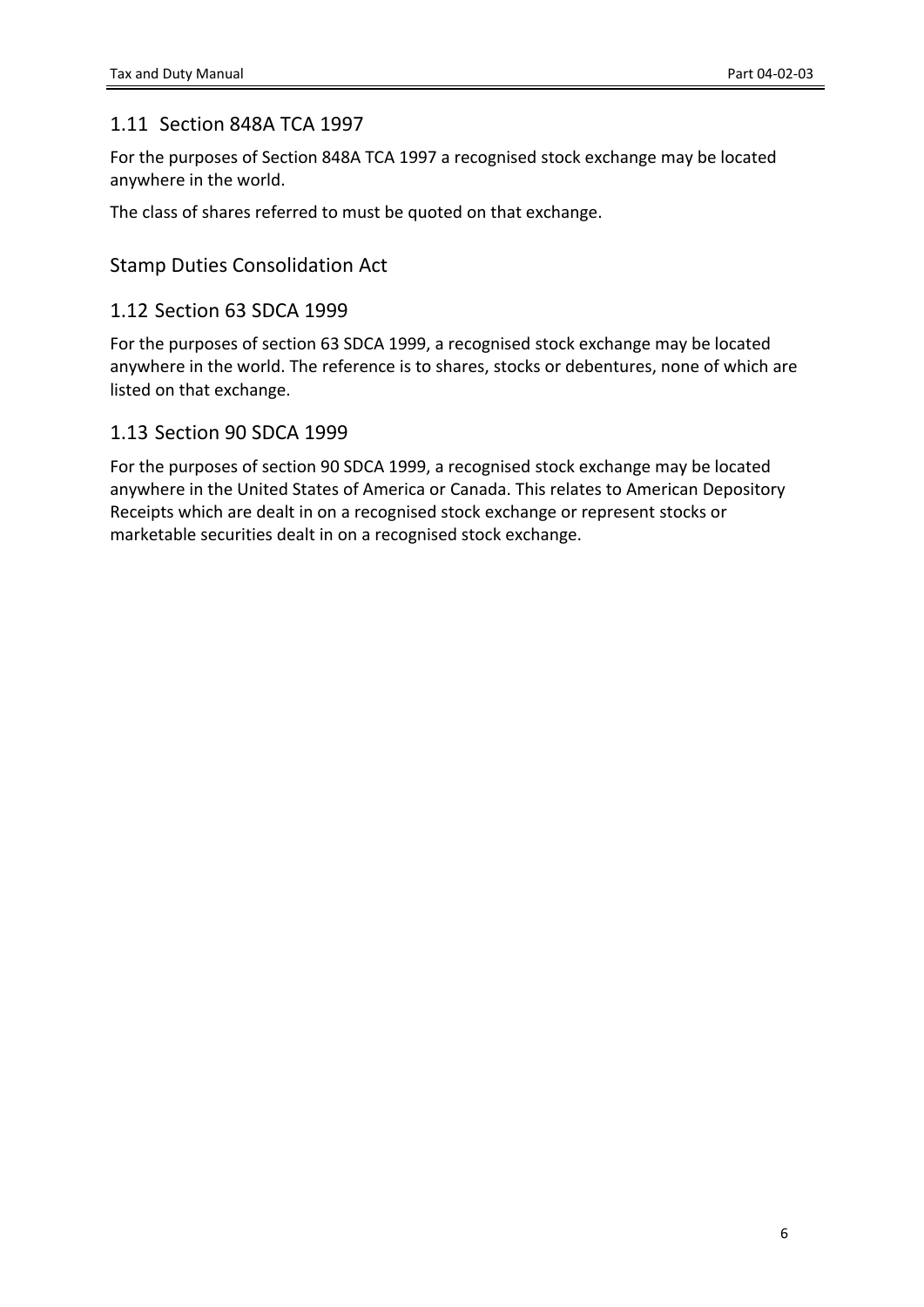## 1.11 Section 848A TCA 1997

For the purposes of Section 848A TCA 1997 a recognised stock exchange may be located anywhere in the world.

The class of shares referred to must be quoted on that exchange.

# Stamp Duties Consolidation Act

## 1.12 Section 63 SDCA 1999

For the purposes of section 63 SDCA 1999, a recognised stock exchange may be located anywhere in the world. The reference is to shares, stocks or debentures, none of which are listed on that exchange.

## 1.13 Section 90 SDCA 1999

For the purposes of section 90 SDCA 1999, a recognised stock exchange may be located anywhere in the United States of America or Canada. This relates to American Depository Receipts which are dealt in on a recognised stock exchange or represent stocks or marketable securities dealt in on a recognised stock exchange.